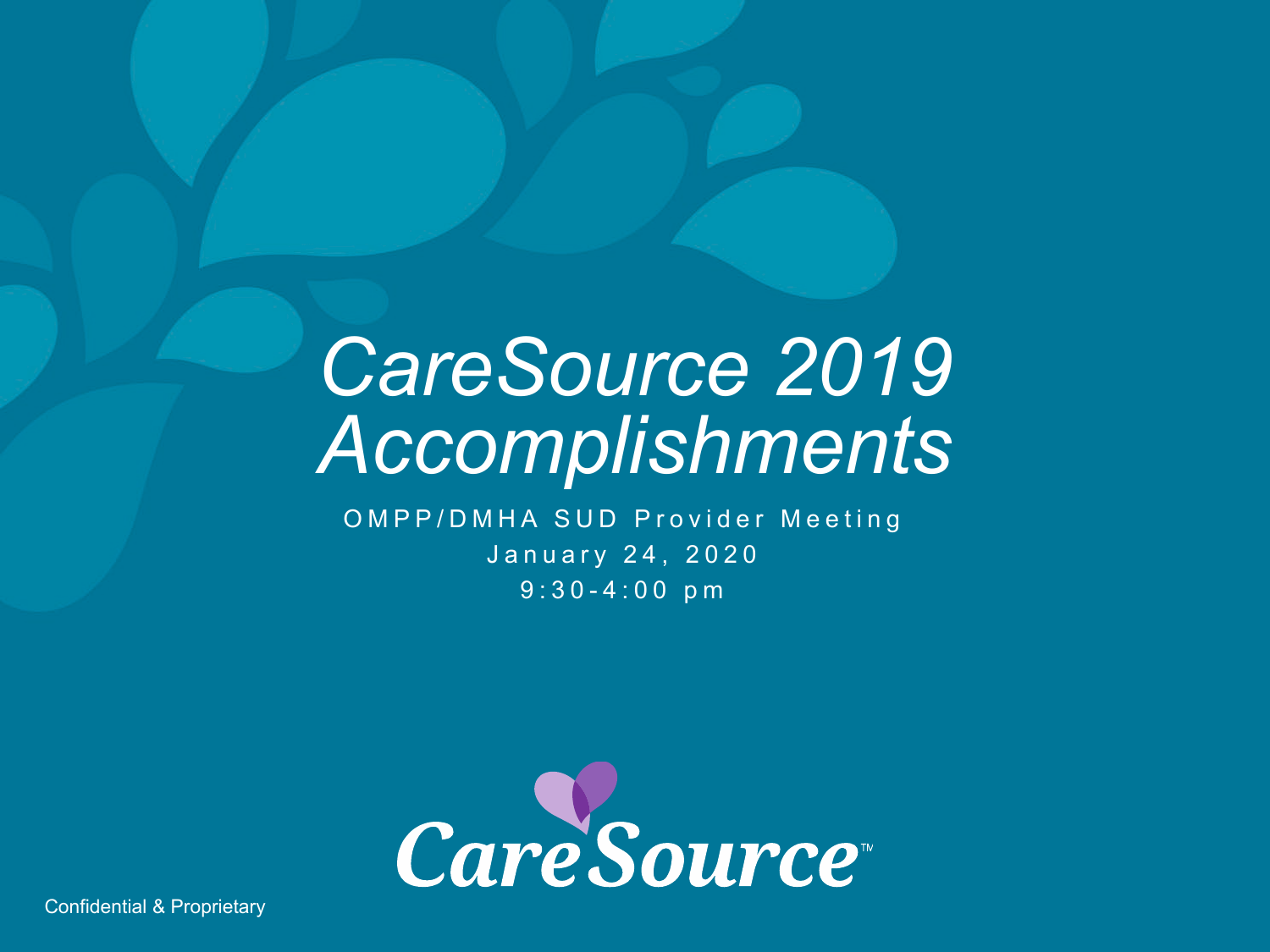# CareSource 2019 Accomplishments

OMPP/DMHA SUD Provider Meeting

January 24, 2020

9:30-4:00 pm

CareSource™

Confidential & Proprietary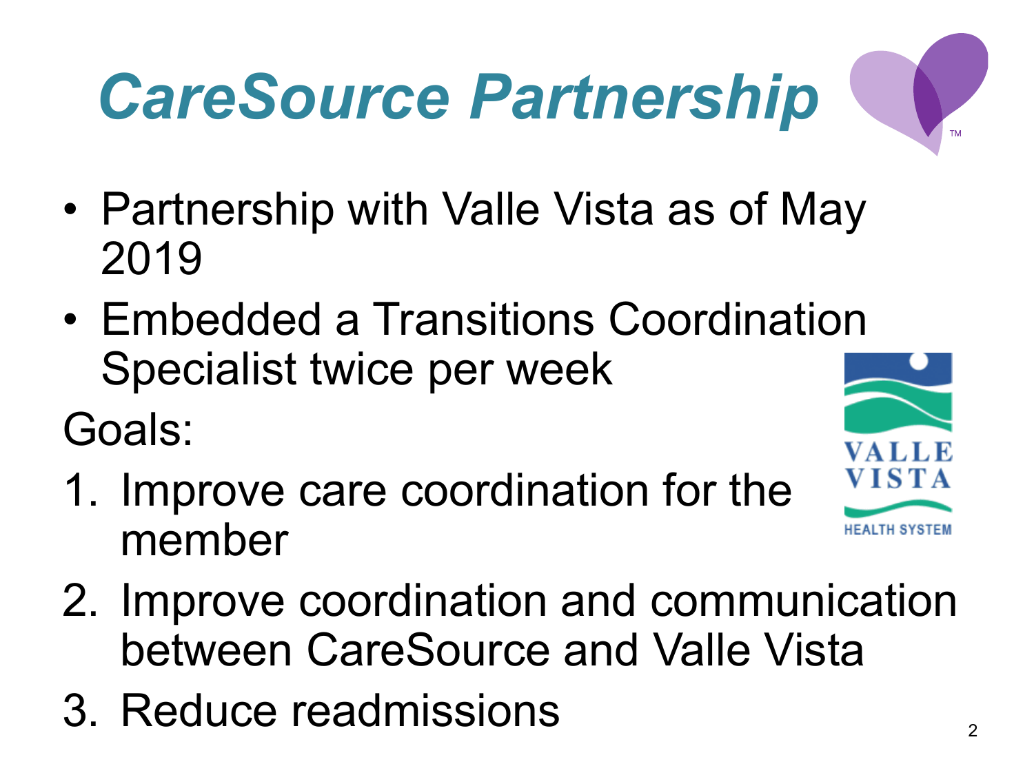# *CareSource Partnership*

- Partnership with Valle Vista as of May 2019
- Embedded a Transitions Coordination Specialist twice per week

Goals:

1. Improve care coordination for the member
2. Improve coordination and communication between CareSource and Valle Vista
3. Reduce readmissions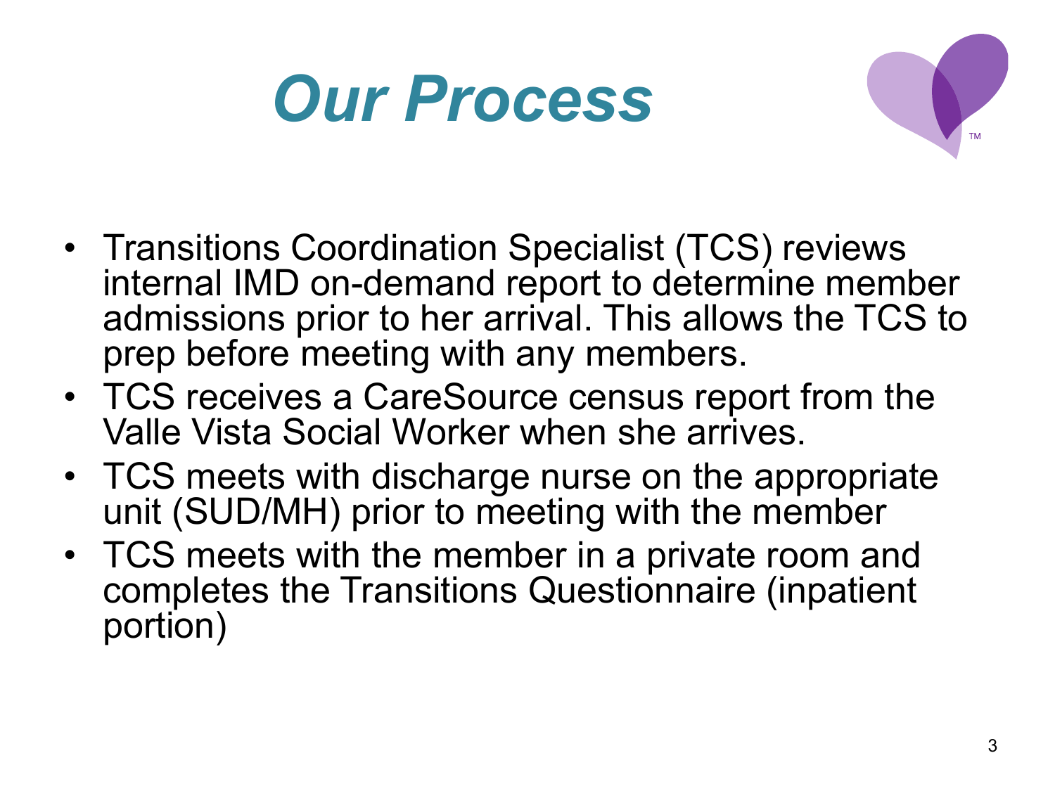# *Our Process*

- Transitions Coordination Specialist (TCS) reviews internal IMD on-demand report to determine member admissions prior to her arrival. This allows the TCS to prep before meeting with any members.
- TCS receives a CareSource census report from the Valle Vista Social Worker when she arrives.
- TCS meets with discharge nurse on the appropriate unit (SUD/MH) prior to meeting with the member
- TCS meets with the member in a private room and completes the Transitions Questionnaire (inpatient portion)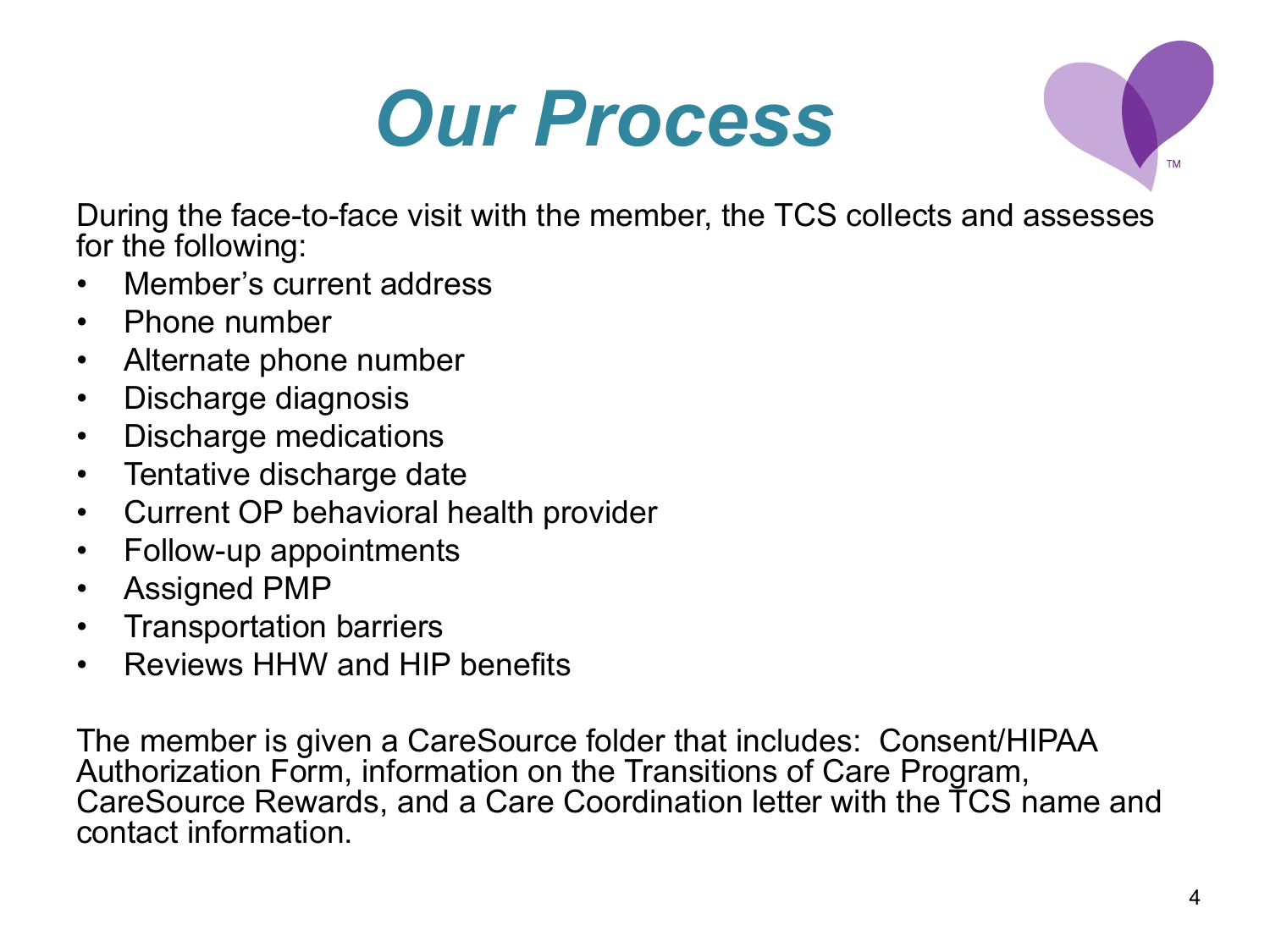# *Our Process*

During the face-to-face visit with the member, the TCS collects and assesses for the following:

- Member's current address
- Phone number
- Alternate phone number
- Discharge diagnosis
- Discharge medications
- Tentative discharge date
- Current OP behavioral health provider
- Follow-up appointments
- Assigned PMP
- Transportation barriers
- Reviews HHW and HIP benefits

The member is given a CareSource folder that includes: Consent/HIPAA Authorization Form, information on the Transitions of Care Program, CareSource Rewards, and a Care Coordination letter with the TCS name and contact information.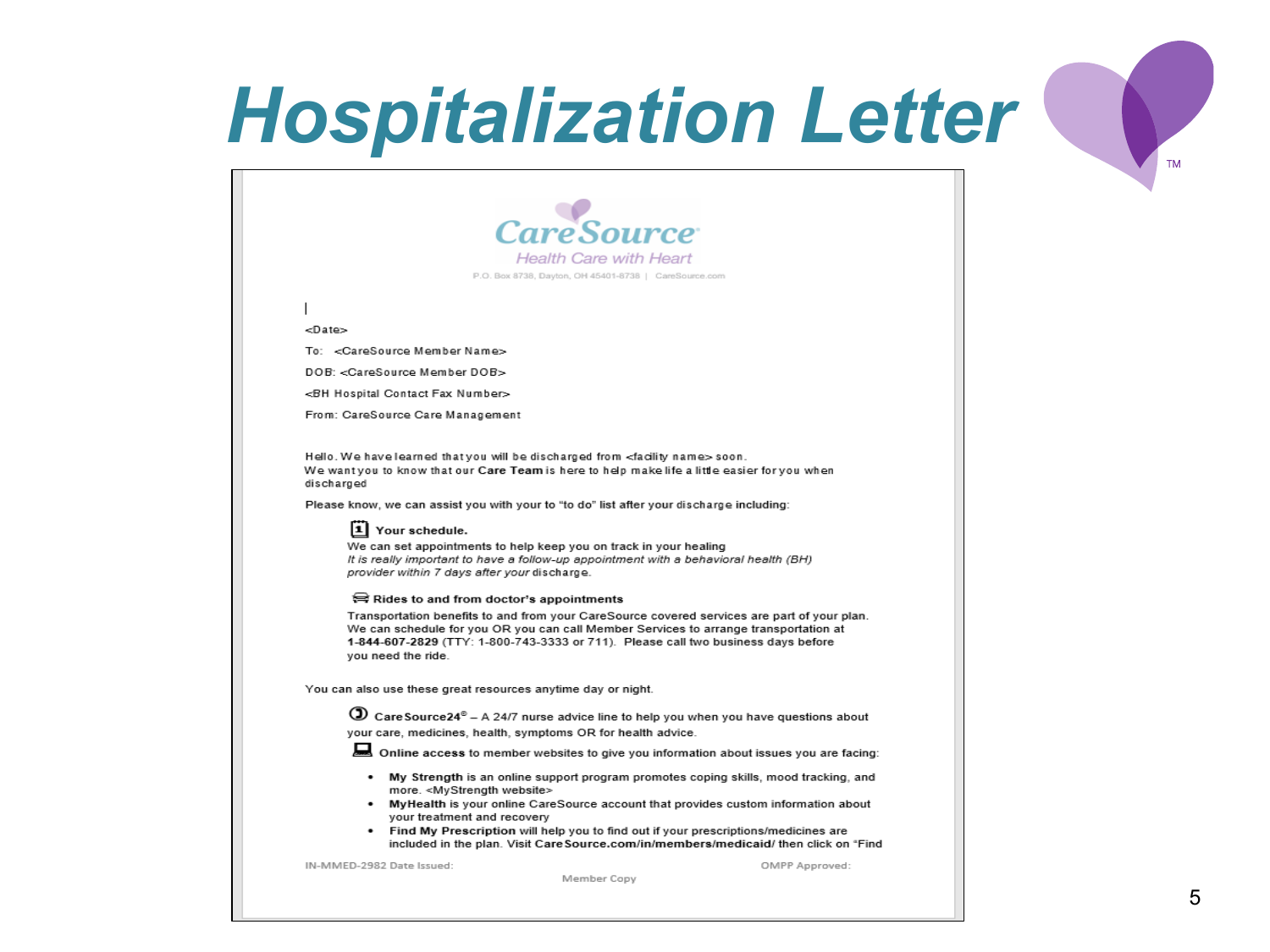# Hospitalization Letter

**CareSource**

*Health Care with Heart*

P.O. Box 8738, Dayton, OH 45401-8738 | CareSource.com

<Date>

To: <CareSource Member Name>

DOB: <CareSource Member DOB>

<BH Hospital Contact Fax Number>

From: CareSource Care Management

Hello. We have learned that you will be discharged from <facility name> soon.
We want you to know that our **Care Team** is here to help make life a little easier for you when discharged

Please know, we can assist you with your to "to do" list after your discharge including:

**Your schedule.**
We can set appointments to help keep you on track in your healing
*It is really important to have a follow-up appointment with a behavioral health (BH) provider within 7 days after your* discharge.

**Rides to and from doctor's appointments**
Transportation benefits to and from your CareSource covered services are part of your plan. We can schedule for you OR you can call Member Services to arrange transportation at **1-844-607-2829** (TTY: 1-800-743-3333 or 711). Please call two business days before you need the ride.

You can also use these great resources anytime day or night.

**CareSource24®** – A 24/7 nurse advice line to help you when you have questions about your care, medicines, health, symptoms OR for health advice.

**Online access** to member websites to give you information about issues you are facing:

- **My Strength** is an online support program promotes coping skills, mood tracking, and more. <MyStrength website>
- **MyHealth** is your online CareSource account that provides custom information about your treatment and recovery
- **Find My Prescription** will help you to find out if your prescriptions/medicines are included in the plan. Visit **CareSource.com/in/members/medicaid/** then click on "Find

IN-MMED-2982 Date Issued: OMPP Approved:

Member Copy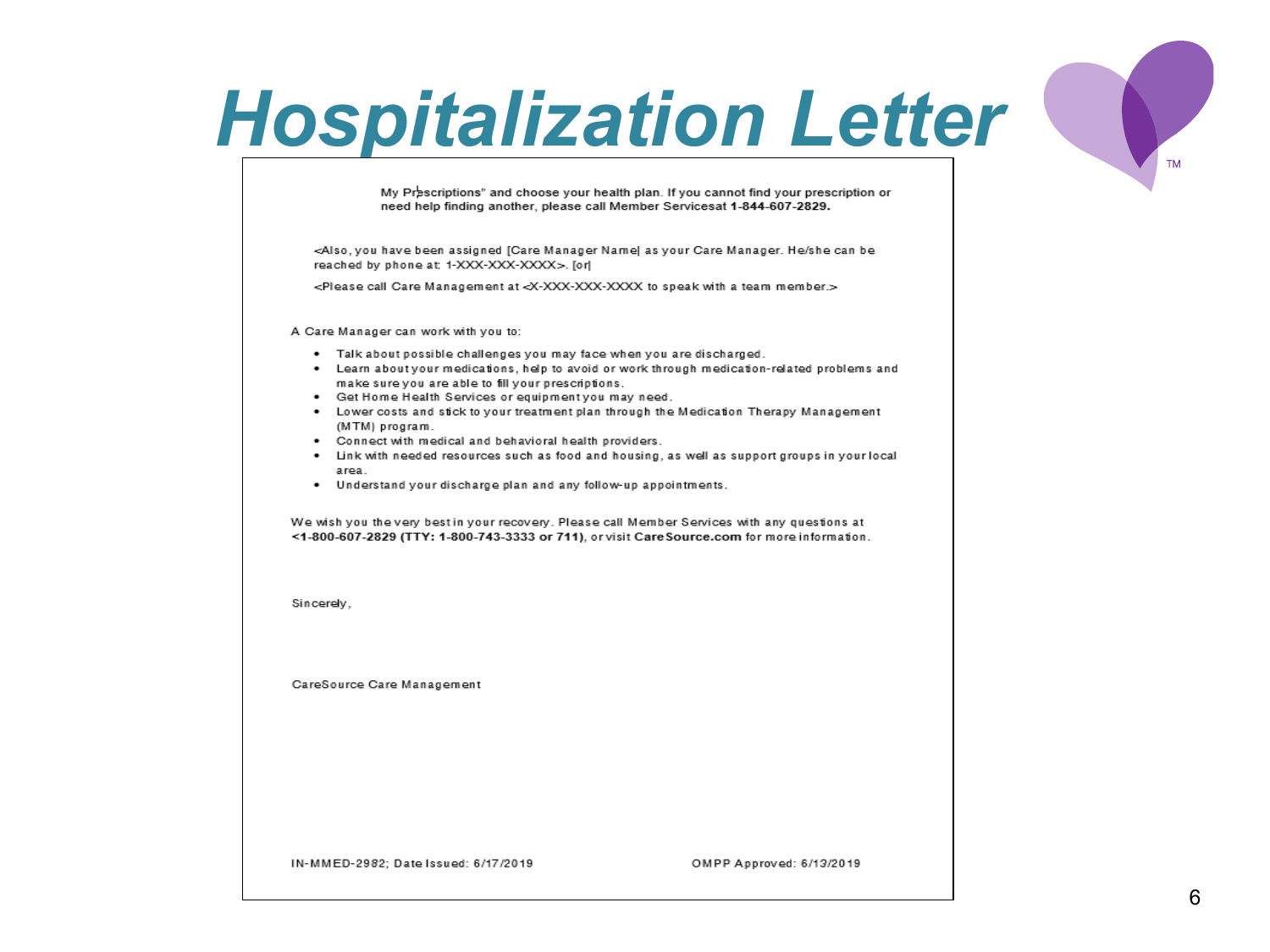# Hospitalization Letter

My Prescriptions" and choose your health plan. If you cannot find your prescription or need help finding another, please call Member Servicesat **1-844-607-2829.**

<Also, you have been assigned [Care Manager Name] as your Care Manager. He/she can be reached by phone at: 1-XXX-XXX-XXXX>. [or]

<Please call Care Management at <X-XXX-XXX-XXXX to speak with a team member.>

A Care Manager can work with you to:

- Talk about possible challenges you may face when you are discharged.
- Learn about your medications, help to avoid or work through medication-related problems and make sure you are able to fill your prescriptions.
- Get Home Health Services or equipment you may need.
- Lower costs and stick to your treatment plan through the Medication Therapy Management (MTM) program.
- Connect with medical and behavioral health providers.
- Link with needed resources such as food and housing, as well as support groups in your local area.
- Understand your discharge plan and any follow-up appointments.

We wish you the very best in your recovery. Please call Member Services with any questions at **<1-800-607-2829 (TTY: 1-800-743-3333 or 711)**, or visit **CareSource.com** for more information.

Sincerely,

CareSource Care Management

IN-MMED-2982; Date Issued: 6/17/2019 OMPP Approved: 6/13/2019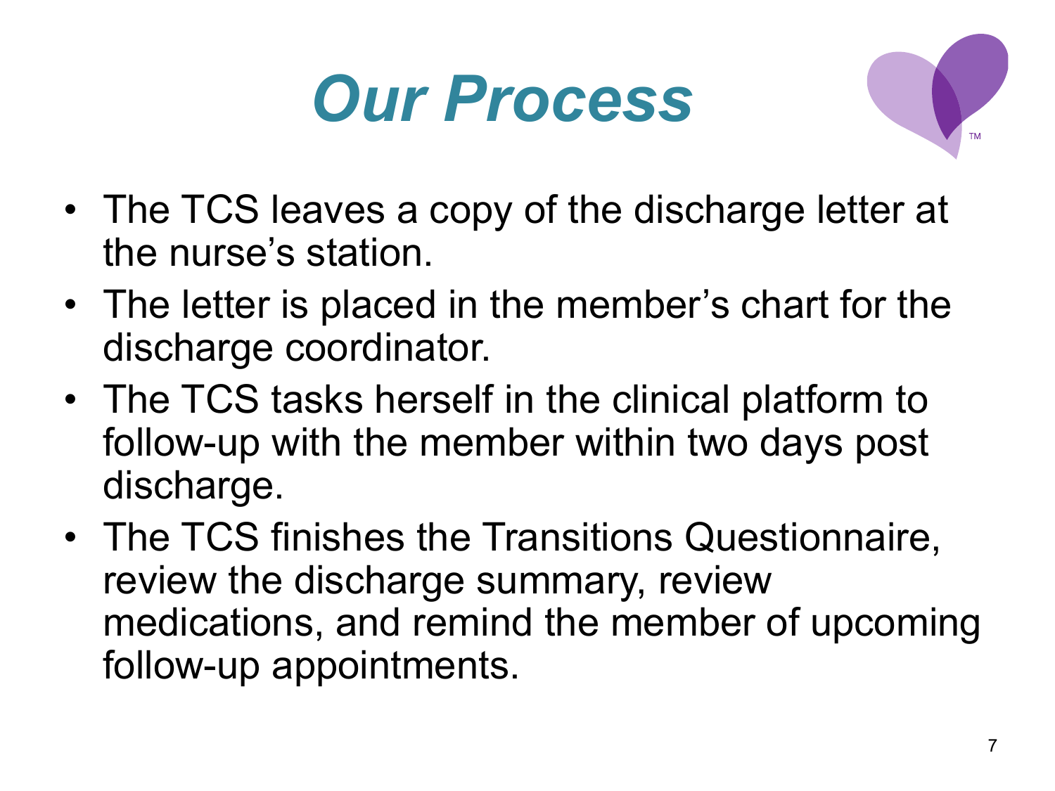# Our Process

- The TCS leaves a copy of the discharge letter at the nurse's station.
- The letter is placed in the member's chart for the discharge coordinator.
- The TCS tasks herself in the clinical platform to follow-up with the member within two days post discharge.
- The TCS finishes the Transitions Questionnaire, review the discharge summary, review medications, and remind the member of upcoming follow-up appointments.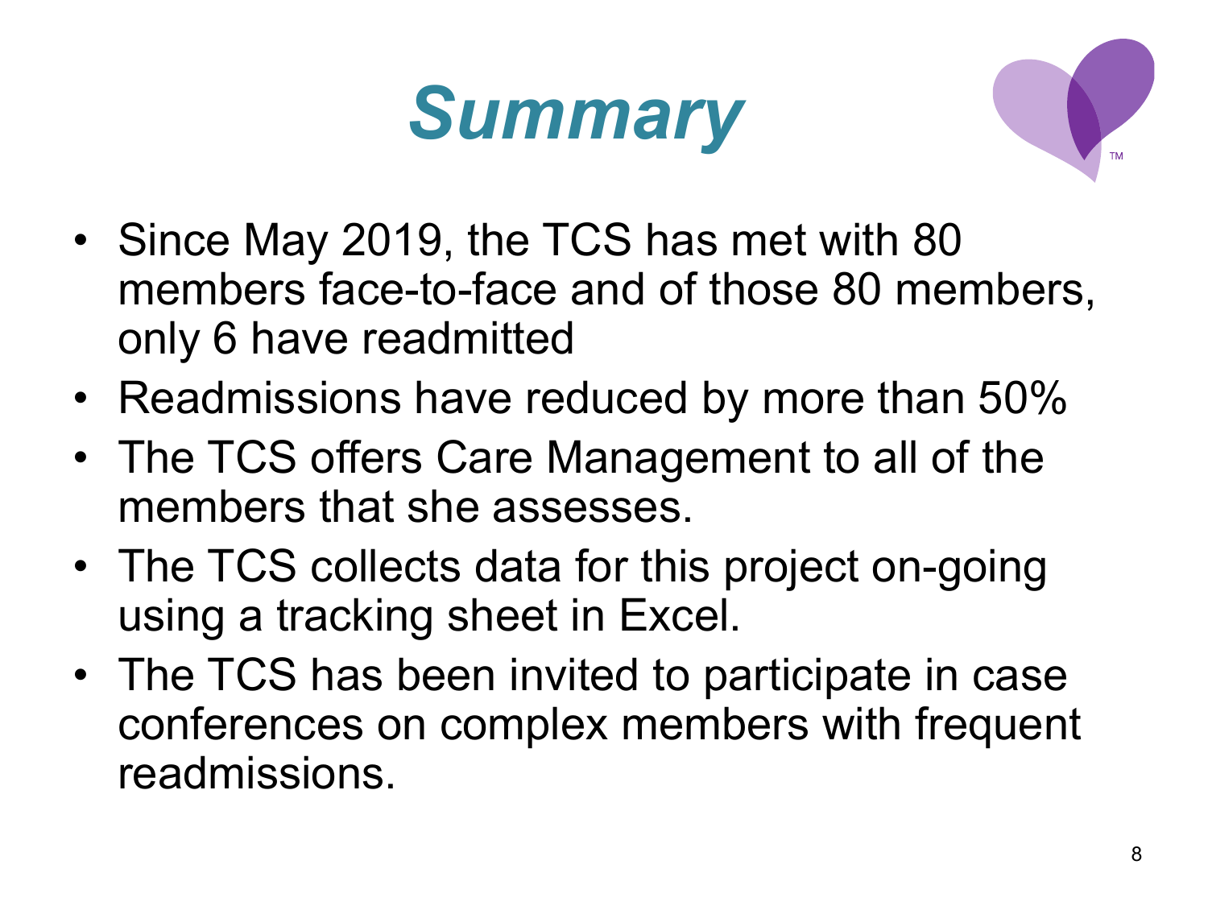# Summary

- Since May 2019, the TCS has met with 80 members face-to-face and of those 80 members, only 6 have readmitted
- Readmissions have reduced by more than 50%
- The TCS offers Care Management to all of the members that she assesses.
- The TCS collects data for this project on-going using a tracking sheet in Excel.
- The TCS has been invited to participate in case conferences on complex members with frequent readmissions.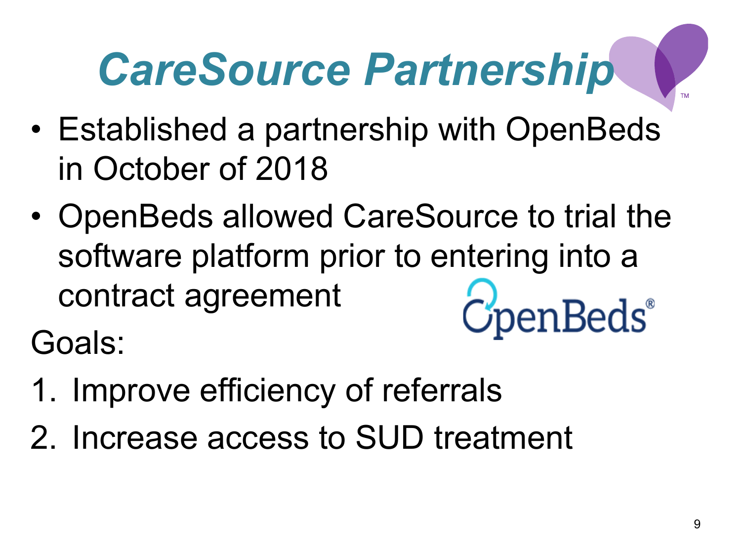# *CareSource Partnership*

- Established a partnership with OpenBeds in October of 2018
- OpenBeds allowed CareSource to trial the software platform prior to entering into a contract agreement

Goals:

1. Improve efficiency of referrals
2. Increase access to SUD treatment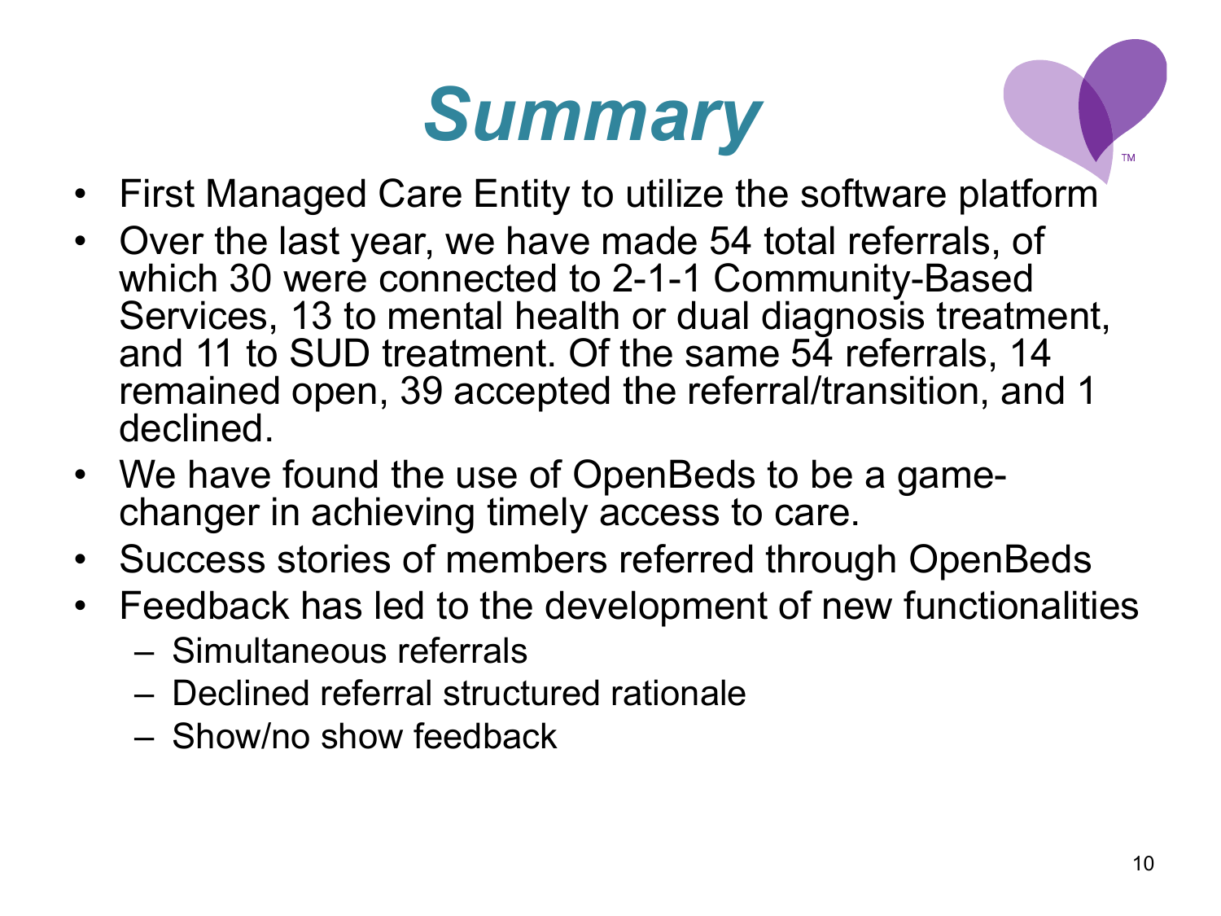# *Summary*

- First Managed Care Entity to utilize the software platform
- Over the last year, we have made 54 total referrals, of which 30 were connected to 2-1-1 Community-Based Services, 13 to mental health or dual diagnosis treatment, and 11 to SUD treatment. Of the same 54 referrals, 14 remained open, 39 accepted the referral/transition, and 1 declined.
- We have found the use of OpenBeds to be a game-changer in achieving timely access to care.
- Success stories of members referred through OpenBeds
- Feedback has led to the development of new functionalities
  - Simultaneous referrals
  - Declined referral structured rationale
  - Show/no show feedback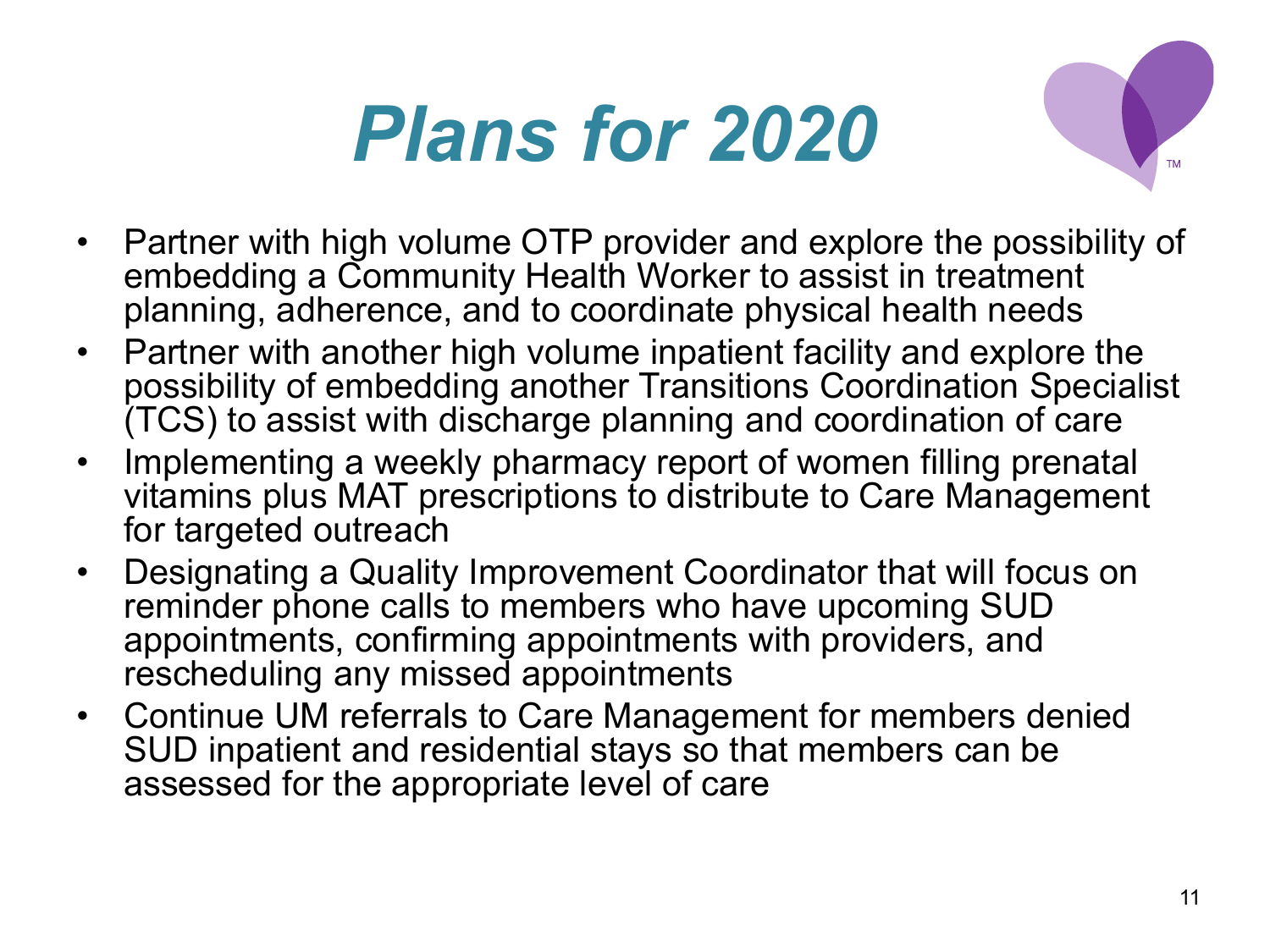# *Plans for 2020*

- Partner with high volume OTP provider and explore the possibility of embedding a Community Health Worker to assist in treatment planning, adherence, and to coordinate physical health needs
- Partner with another high volume inpatient facility and explore the possibility of embedding another Transitions Coordination Specialist (TCS) to assist with discharge planning and coordination of care
- Implementing a weekly pharmacy report of women filling prenatal vitamins plus MAT prescriptions to distribute to Care Management for targeted outreach
- Designating a Quality Improvement Coordinator that will focus on reminder phone calls to members who have upcoming SUD appointments, confirming appointments with providers, and rescheduling any missed appointments
- Continue UM referrals to Care Management for members denied SUD inpatient and residential stays so that members can be assessed for the appropriate level of care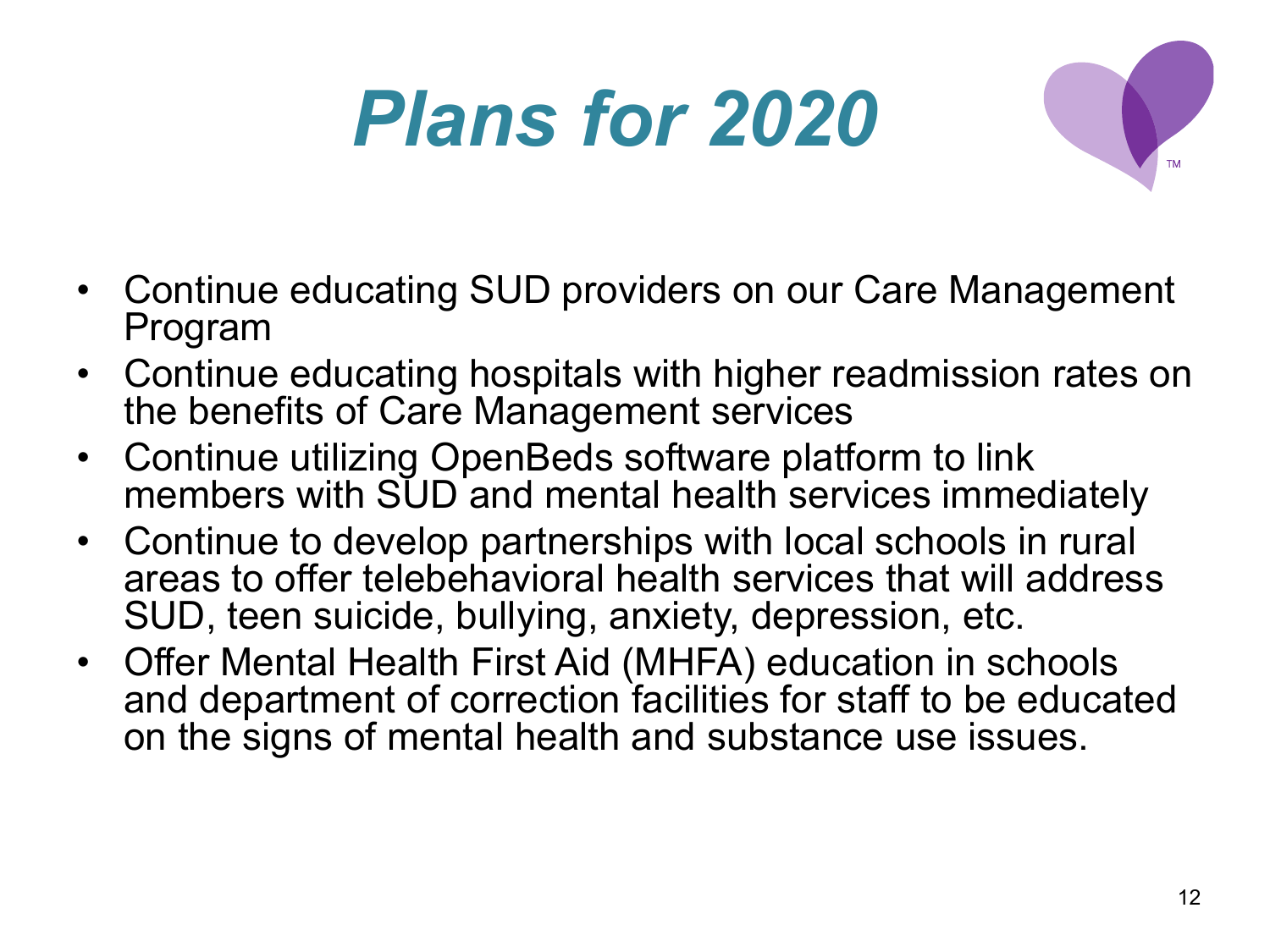# *Plans for 2020*

- Continue educating SUD providers on our Care Management Program
- Continue educating hospitals with higher readmission rates on the benefits of Care Management services
- Continue utilizing OpenBeds software platform to link members with SUD and mental health services immediately
- Continue to develop partnerships with local schools in rural areas to offer telebehavioral health services that will address SUD, teen suicide, bullying, anxiety, depression, etc.
- Offer Mental Health First Aid (MHFA) education in schools and department of correction facilities for staff to be educated on the signs of mental health and substance use issues.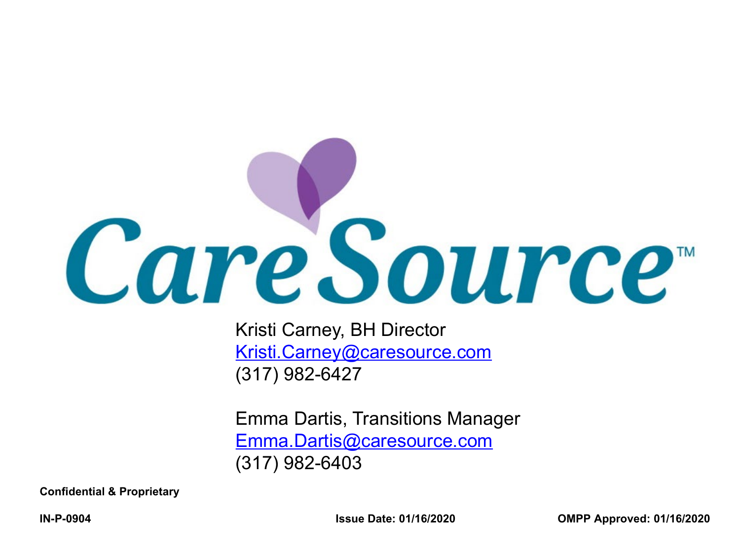CareSource™

Kristi Carney, BH Director
Kristi.Carney@caresource.com
(317) 982-6427

Emma Dartis, Transitions Manager
Emma.Dartis@caresource.com
(317) 982-6403

**Confidential & Proprietary**

**IN-P-0904** **Issue Date: 01/16/2020** **OMPP Approved: 01/16/2020**